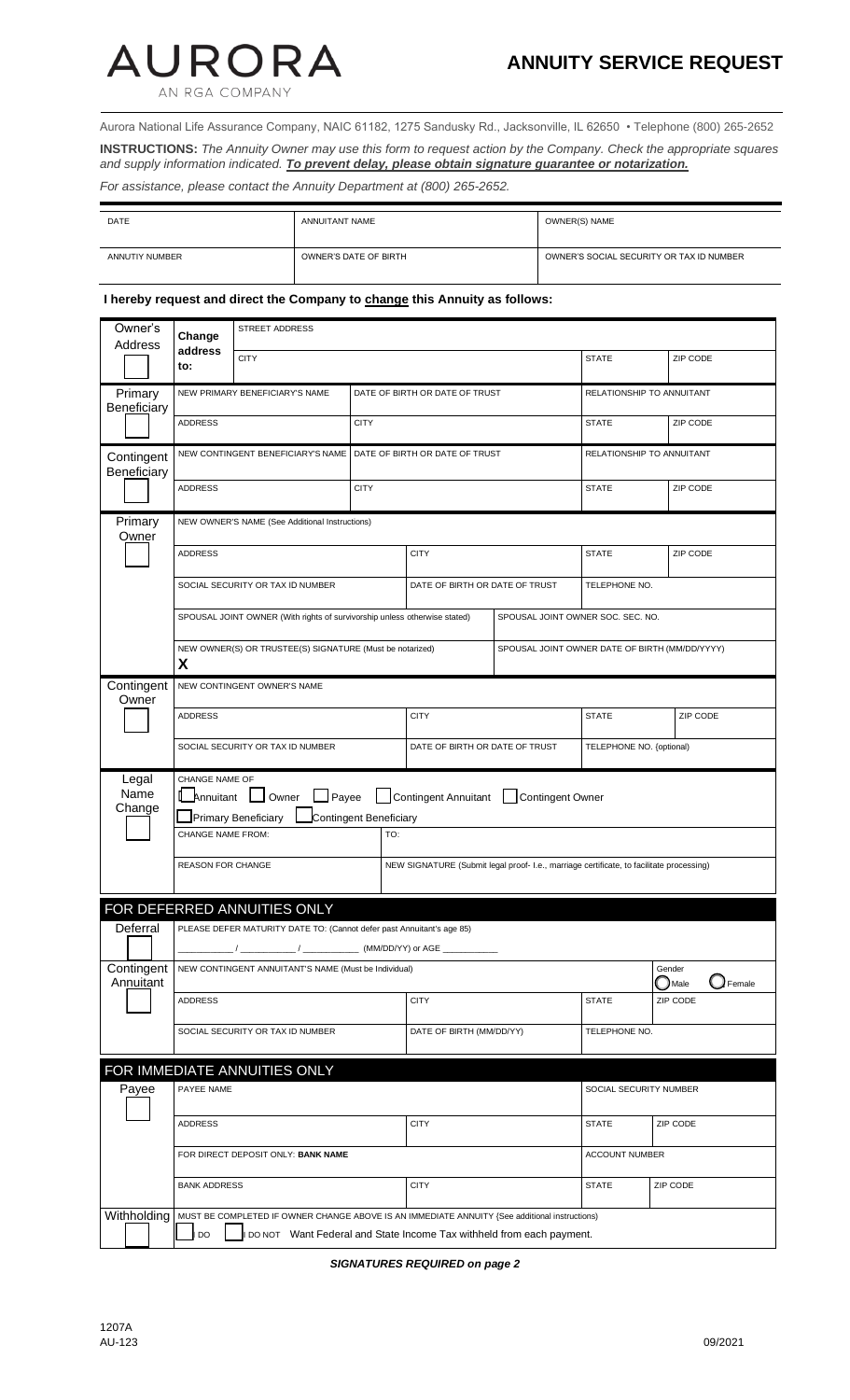# AURORA

AN RGA COMPANY

# ANNUITY SERVICE REQUEST

Aurora National Life Assurance Company, NAIC 61182, 1275 Sandusky Rd., Jacksonville, IL 62650 • Telephone (800) 265-2652

**INSTRUCTIONS:** *The Annuity Owner may use this form to request action by the Company. Check the appropriate squares and supply information indicated.* ***To prevent delay, please obtain signature guarantee or notarization.***

*For assistance, please contact the Annuity Department at (800) 265-2652.*

| | | |
|---|---|---|
| DATE | ANNUITANT NAME | OWNER(S) NAME |
| ANNUTIY NUMBER | OWNER'S DATE OF BIRTH | OWNER'S SOCIAL SECURITY OR TAX ID NUMBER |

**I hereby request and direct the Company to change this Annuity as follows:**

| | | | | | |
|---|---|---|---|---|---|
| Owner's Address ☐ | Change address to: | STREET ADDRESS | | | |
| | | CITY | | STATE | ZIP CODE |
| Primary Beneficiary ☐ | NEW PRIMARY BENEFICIARY'S NAME | DATE OF BIRTH OR DATE OF TRUST | | RELATIONSHIP TO ANNUITANT | |
| | ADDRESS | CITY | | STATE | ZIP CODE |
| Contingent Beneficiary ☐ | NEW CONTINGENT BENEFICIARY'S NAME | DATE OF BIRTH OR DATE OF TRUST | | RELATIONSHIP TO ANNUITANT | |
| | ADDRESS | CITY | | STATE | ZIP CODE |
| Primary Owner ☐ | NEW OWNER'S NAME (See Additional Instructions) | | | | |
| | ADDRESS | CITY | | STATE | ZIP CODE |
| | SOCIAL SECURITY OR TAX ID NUMBER | DATE OF BIRTH OR DATE OF TRUST | | TELEPHONE NO. | |
| | SPOUSAL JOINT OWNER (With rights of survivorship unless otherwise stated) | | SPOUSAL JOINT OWNER SOC. SEC. NO. | | |
| | NEW OWNER(S) OR TRUSTEE(S) SIGNATURE (Must be notarized) **X** | | SPOUSAL JOINT OWNER DATE OF BIRTH (MM/DD/YYYY) | | |
| Contingent Owner ☐ | NEW CONTINGENT OWNER'S NAME | | | | |
| | ADDRESS | CITY | | STATE | ZIP CODE |
| | SOCIAL SECURITY OR TAX ID NUMBER | DATE OF BIRTH OR DATE OF TRUST | | TELEPHONE NO. (optional) | |
| Legal Name Change ☐ | CHANGE NAME OF ☐ Annuitant ☐ Owner ☐ Payee ☐ Contingent Annuitant ☐ Contingent Owner ☐ Primary Beneficiary ☐ Contingent Beneficiary | | | | |
| | CHANGE NAME FROM: | TO: | | | |
| | REASON FOR CHANGE | NEW SIGNATURE (Submit legal proof- I.e., marriage certificate, to facilitate processing) | | | |

## FOR DEFERRED ANNUITIES ONLY

| | | | | |
|---|---|---|---|---|
| Deferral ☐ | PLEASE DEFER MATURITY DATE TO: (Cannot defer past Annuitant's age 85) ___________ / ___________ / ___________ (MM/DD/YY) or AGE ___________ | | | |
| Contingent Annuitant ☐ | NEW CONTINGENT ANNUITANT'S NAME (Must be Individual) | | | Gender ◯ Male ◯ Female |
| | ADDRESS | CITY | STATE | ZIP CODE |
| | SOCIAL SECURITY OR TAX ID NUMBER | DATE OF BIRTH (MM/DD/YY) | TELEPHONE NO. | |

## FOR IMMEDIATE ANNUITIES ONLY

| | | | | |
|---|---|---|---|---|
| Payee ☐ | PAYEE NAME | | SOCIAL SECURITY NUMBER | |
| | ADDRESS | CITY | STATE | ZIP CODE |
| | FOR DIRECT DEPOSIT ONLY: **BANK NAME** | | ACCOUNT NUMBER | |
| | BANK ADDRESS | CITY | STATE | ZIP CODE |
| Withholding ☐ | MUST BE COMPLETED IF OWNER CHANGE ABOVE IS AN IMMEDIATE ANNUITY (See additional instructions) ☐ I DO ☐ I DO NOT Want Federal and State Income Tax withheld from each payment. | | | |

***SIGNATURES REQUIRED on page 2***

1207A
AU-123

09/2021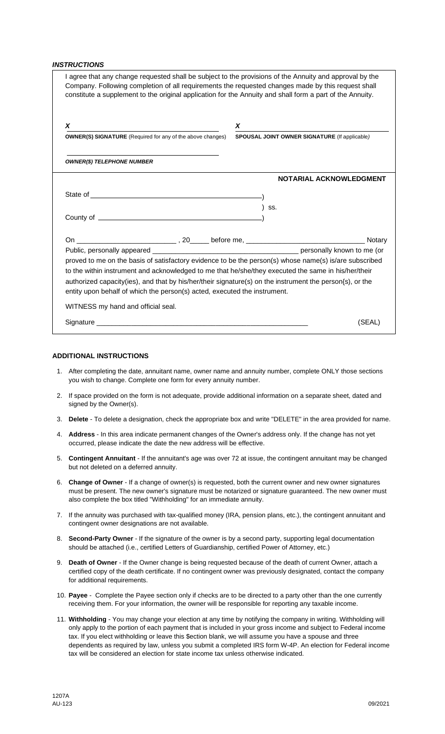***INSTRUCTIONS***

I agree that any change requested shall be subject to the provisions of the Annuity and approval by the Company. Following completion of all requirements the requested changes made by this request shall constitute a supplement to the original application for the Annuity and shall form a part of the Annuity.

***X*** ______________________________________ ***X*** ______________________________________

**OWNER(S) SIGNATURE** (Required for any of the above changes) **SPOUSAL JOINT OWNER SIGNATURE** (If applicable)

______________________________________

***OWNER($) TELEPHONE NUMBER***

**NOTARIAL ACKNOWLEDGMENT**

State of ______________________________________)

) ss.

County of ______________________________________)

On __________________________ , 20_____ before me, ______________________________ Notary Public, personally appeared ______________________________________ personally known to me (or proved to me on the basis of satisfactory evidence to be the person(s) whose name(s) is/are subscribed to the within instrument and acknowledged to me that he/she/they executed the same in his/her/their authorized capacity(ies), and that by his/her/their signature(s) on the instrument the person{s), or the entity upon behalf of which the person(s) acted, executed the instrument.

WITNESS my hand and official seal.

Signature ________________________________________________________ (SEAL)

**ADDITIONAL INSTRUCTIONS**

1. After completing the date, annuitant name, owner name and annuity number, complete ONLY those sections you wish to change. Complete one form for every annuity number.
2. If space provided on the form is not adequate, provide additional information on a separate sheet, dated and signed by the Owner(s).
3. **Delete** - To delete a designation, check the appropriate box and write "DELETE" in the area provided for name.
4. **Address** - In this area indicate permanent changes of the Owner's address only. If the change has not yet occurred, please indicate the date the new address will be effective.
5. **Contingent Annuitant** - If the annuitant's age was over 72 at issue, the contingent annuitant may be changed but not deleted on a deferred annuity.
6. **Change of Owner** - If a change of owner(s) is requested, both the current owner and new owner signatures must be present. The new owner's signature must be notarized or signature guaranteed. The new owner must also complete the box titled "Withholding" for an immediate annuity.
7. If the annuity was purchased with tax-qualified money (IRA, pension plans, etc.), the contingent annuitant and contingent owner designations are not available.
8. **Second-Party Owner** - If the signature of the owner is by a second party, supporting legal documentation should be attached (i.e., certified Letters of Guardianship, certified Power of Attorney, etc.)
9. **Death of Owner** - If the Owner change is being requested because of the death of current Owner, attach a certified copy of the death certificate. If no contingent owner was previously designated, contact the company for additional requirements.
10. **Payee** - Complete the Payee section only if checks are to be directed to a party other than the one currently receiving them. For your information, the owner will be responsible for reporting any taxable income.
11. **Withholding** - You may change your election at any time by notifying the company in writing. Withholding will only apply to the portion of each payment that is included in your gross income and subject to Federal income tax. If you elect withholding or leave this $ection blank, we will assume you have a spouse and three dependents as required by law, unless you submit a completed IRS form W-4P. An election for Federal income tax will be considered an election for state income tax unless otherwise indicated.

1207A
AU-123 09/2021